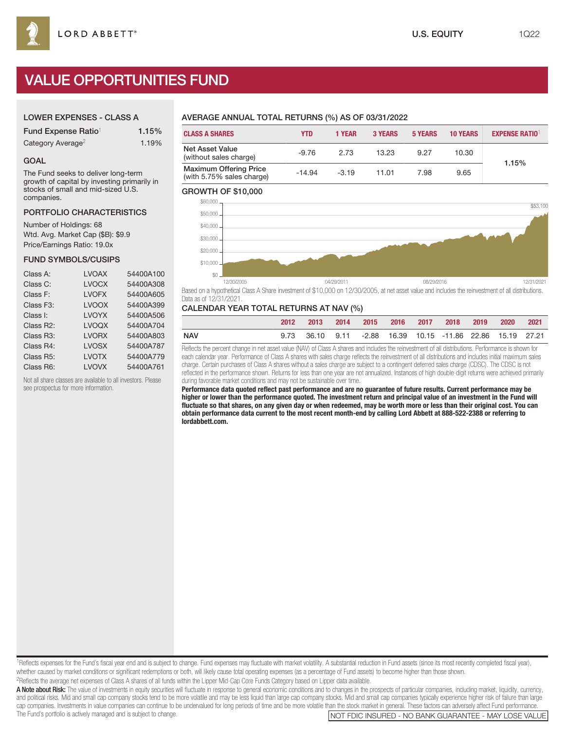LORD ABBETT®

U.S. EQUITY 1Q22

# VALUE OPPORTUNITIES FUND

## LOWER EXPENSES - CLASS A

| | |
|---|---|
| Fund Expense Ratio[1] | 1.15% |
| Category Average[2] | 1.19% |

## GOAL

The Fund seeks to deliver long-term growth of capital by investing primarily in stocks of small and mid-sized U.S. companies.

## PORTFOLIO CHARACTERISTICS

Number of Holdings: 68
Wtd. Avg. Market Cap ($B): $9.9
Price/Earnings Ratio: 19.0x

## FUND SYMBOLS/CUSIPS

| | | |
|---|---|---|
| Class A: | LVOAX | 54400A100 |
| Class C: | LVOCX | 54400A308 |
| Class F: | LVOFX | 54400A605 |
| Class F3: | LVOOX | 54400A399 |
| Class I: | LVOYX | 54400A506 |
| Class R2: | LVOQX | 54400A704 |
| Class R3: | LVORX | 54400A803 |
| Class R4: | LVOSX | 54400A787 |
| Class R5: | LVOTX | 54400A779 |
| Class R6: | LVOVX | 54400A761 |

Not all share classes are available to all investors. Please see prospectus for more information.

## AVERAGE ANNUAL TOTAL RETURNS (%) AS OF 03/31/2022

| CLASS A SHARES | YTD | 1 YEAR | 3 YEARS | 5 YEARS | 10 YEARS | EXPENSE RATIO[1] |
|---|---|---|---|---|---|---|
| Net Asset Value (without sales charge) | -9.76 | 2.73 | 13.23 | 9.27 | 10.30 | 1.15% |
| Maximum Offering Price (with 5.75% sales charge) | -14.94 | -3.19 | 11.01 | 7.98 | 9.65 | |

## GROWTH OF $10,000

$53,100

Based on a hypothetical Class A Share investment of $10,000 on 12/30/2005, at net asset value and includes the reinvestment of all distributions. Data as of 12/31/2021.

## CALENDAR YEAR TOTAL RETURNS AT NAV (%)

| | 2012 | 2013 | 2014 | 2015 | 2016 | 2017 | 2018 | 2019 | 2020 | 2021 |
|---|---|---|---|---|---|---|---|---|---|---|
| NAV | 9.73 | 36.10 | 9.11 | -2.88 | 16.39 | 10.15 | -11.86 | 22.86 | 15.19 | 27.21 |

Reflects the percent change in net asset value (NAV) of Class A shares and includes the reinvestment of all distributions. Performance is shown for each calendar year. Performance of Class A shares with sales charge reflects the reinvestment of all distributions and includes initial maximum sales charge. Certain purchases of Class A shares without a sales charge are subject to a contingent deferred sales charge (CDSC). The CDSC is not reflected in the performance shown. Returns for less than one year are not annualized. Instances of high double-digit returns were achieved primarily during favorable market conditions and may not be sustainable over time.

**Performance data quoted reflect past performance and are no guarantee of future results. Current performance may be higher or lower than the performance quoted. The investment return and principal value of an investment in the Fund will fluctuate so that shares, on any given day or when redeemed, may be worth more or less than their original cost. You can obtain performance data current to the most recent month-end by calling Lord Abbett at 888-522-2388 or referring to lordabbett.com.**

[1]Reflects expenses for the Fund's fiscal year end and is subject to change. Fund expenses may fluctuate with market volatility. A substantial reduction in Fund assets (since its most recently completed fiscal year), whether caused by market conditions or significant redemptions or both, will likely cause total operating expenses (as a percentage of Fund assets) to become higher than those shown.

[2]Reflects the average net expenses of Class A shares of all funds within the Lipper Mid-Cap Core Funds Category based on Lipper data available.

**A Note about Risk:** The value of investments in equity securities will fluctuate in response to general economic conditions and to changes in the prospects of particular companies, including market, liquidity, currency, and political risks. Mid and small cap company stocks tend to be more volatile and may be less liquid than large cap company stocks. Mid and small cap companies typically experience higher risk of failure than large cap companies. Investments in value companies can continue to be undervalued for long periods of time and be more volatile than the stock market in general. These factors can adversely affect Fund performance. The Fund's portfolio is actively managed and is subject to change.

NOT FDIC INSURED - NO BANK GUARANTEE - MAY LOSE VALUE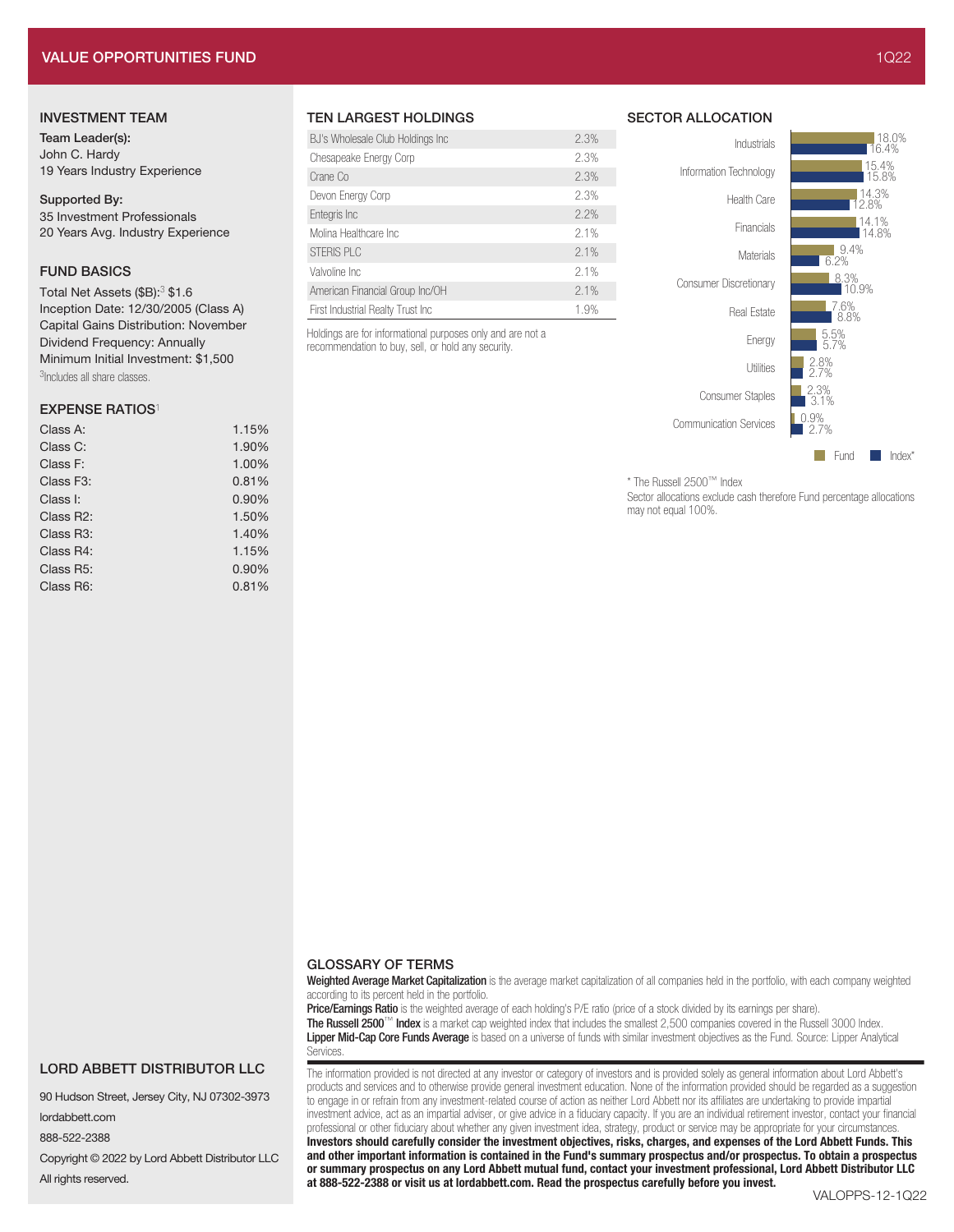## VALUE OPPORTUNITIES FUND

### INVESTMENT TEAM

**Team Leader(s):**
John C. Hardy
19 Years Industry Experience

**Supported By:**
35 Investment Professionals
20 Years Avg. Industry Experience

### FUND BASICS

Total Net Assets ($B):[3] $1.6
Inception Date: 12/30/2005 (Class A)
Capital Gains Distribution: November
Dividend Frequency: Annually
Minimum Initial Investment: $1,500
[3]Includes all share classes.

### EXPENSE RATIOS[1]

| | |
|---|---|
| Class A: | 1.15% |
| Class C: | 1.90% |
| Class F: | 1.00% |
| Class F3: | 0.81% |
| Class I: | 0.90% |
| Class R2: | 1.50% |
| Class R3: | 1.40% |
| Class R4: | 1.15% |
| Class R5: | 0.90% |
| Class R6: | 0.81% |

### TEN LARGEST HOLDINGS

| | |
|---|---|
| BJ's Wholesale Club Holdings Inc | 2.3% |
| Chesapeake Energy Corp | 2.3% |
| Crane Co | 2.3% |
| Devon Energy Corp | 2.3% |
| Entegris Inc | 2.2% |
| Molina Healthcare Inc | 2.1% |
| STERIS PLC | 2.1% |
| Valvoline Inc | 2.1% |
| American Financial Group Inc/OH | 2.1% |
| First Industrial Realty Trust Inc | 1.9% |

Holdings are for informational purposes only and are not a recommendation to buy, sell, or hold any security.

### SECTOR ALLOCATION

Industrials 18.0% 16.4%
Information Technology 15.4% 15.8%
Health Care 14.3% 12.8%
Financials 14.1% 14.8%
Materials 9.4% 6.2%
Consumer Discretionary 8.3% 10.9%
Real Estate 7.6% 8.8%
Energy 5.5% 5.7%
Utilities 2.8% 2.7%
Consumer Staples 2.3% 3.1%
Communication Services 0.9% 2.7%

Fund Index*

* The Russell 2500™ Index
Sector allocations exclude cash therefore Fund percentage allocations may not equal 100%.

### GLOSSARY OF TERMS

**Weighted Average Market Capitalization** is the average market capitalization of all companies held in the portfolio, with each company weighted according to its percent held in the portfolio.
**Price/Earnings Ratio** is the weighted average of each holding's P/E ratio (price of a stock divided by its earnings per share).
**The Russell 2500™ Index** is a market cap weighted index that includes the smallest 2,500 companies covered in the Russell 3000 Index.
**Lipper Mid-Cap Core Funds Average** is based on a universe of funds with similar investment objectives as the Fund. Source: Lipper Analytical Services.

The information provided is not directed at any investor or category of investors and is provided solely as general information about Lord Abbett's products and services and to otherwise provide general investment education. None of the information provided should be regarded as a suggestion to engage in or refrain from any investment-related course of action as neither Lord Abbett nor its affiliates are undertaking to provide impartial investment advice, act as an impartial adviser, or give advice in a fiduciary capacity. If you are an individual retirement investor, contact your financial professional or other fiduciary about whether any given investment idea, strategy, product or service may be appropriate for your circumstances.
**Investors should carefully consider the investment objectives, risks, charges, and expenses of the Lord Abbett Funds. This and other important information is contained in the Fund's summary prospectus and/or prospectus. To obtain a prospectus or summary prospectus on any Lord Abbett mutual fund, contact your investment professional, Lord Abbett Distributor LLC at 888-522-2388 or visit us at lordabbett.com. Read the prospectus carefully before you invest.**

### LORD ABBETT DISTRIBUTOR LLC

90 Hudson Street, Jersey City, NJ 07302-3973
lordabbett.com
888-522-2388
Copyright © 2022 by Lord Abbett Distributor LLC
All rights reserved.

VALOPPS-12-1Q22